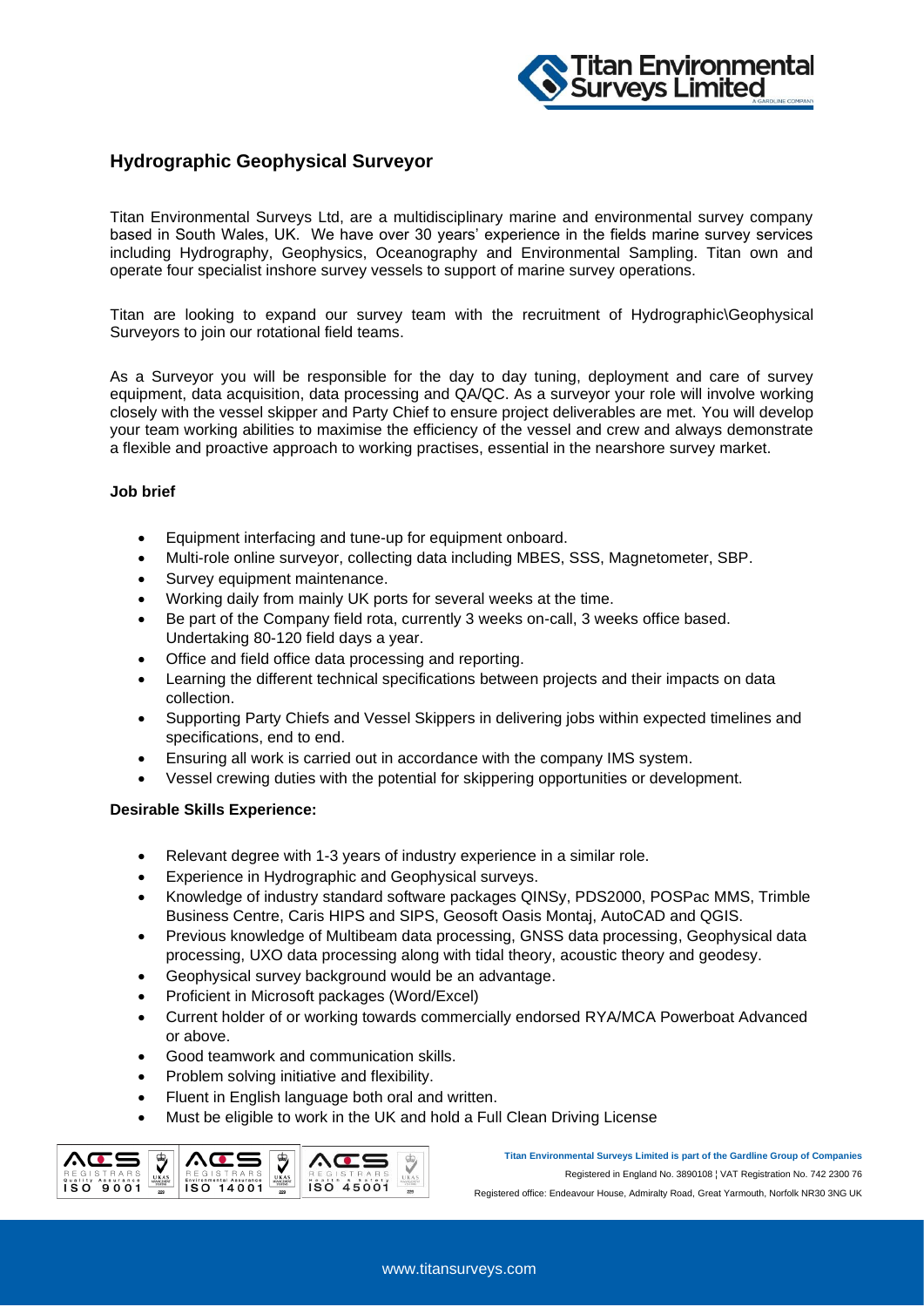# Hydrographic Geophysical Surveyor

Titan Environmental Surveys Ltd, are a multidisciplinary marine and environmental survey company based in South Wales, UK. We have over 30 years' experience in the fields marine survey services including Hydrography, Geophysics, Oceanography and Environmental Sampling. Titan own and operate four specialist inshore survey vessels to support of marine survey operations.

Titan are looking to expand our survey team with the recruitment of Hydrographic\Geophysical Surveyors to join our rotational field teams.

As a Surveyor you will be responsible for the day to day tuning, deployment and care of survey equipment, data acquisition, data processing and QA/QC. As a surveyor your role will involve working closely with the vessel skipper and Party Chief to ensure project deliverables are met. You will develop your team working abilities to maximise the efficiency of the vessel and crew and always demonstrate a flexible and proactive approach to working practises, essential in the nearshore survey market.

**Job brief**

- Equipment interfacing and tune-up for equipment onboard.
- Multi-role online surveyor, collecting data including MBES, SSS, Magnetometer, SBP.
- Survey equipment maintenance.
- Working daily from mainly UK ports for several weeks at the time.
- Be part of the Company field rota, currently 3 weeks on-call, 3 weeks office based. Undertaking 80-120 field days a year.
- Office and field office data processing and reporting.
- Learning the different technical specifications between projects and their impacts on data collection.
- Supporting Party Chiefs and Vessel Skippers in delivering jobs within expected timelines and specifications, end to end.
- Ensuring all work is carried out in accordance with the company IMS system.
- Vessel crewing duties with the potential for skippering opportunities or development.

**Desirable Skills Experience:**

- Relevant degree with 1-3 years of industry experience in a similar role.
- Experience in Hydrographic and Geophysical surveys.
- Knowledge of industry standard software packages QINSy, PDS2000, POSPac MMS, Trimble Business Centre, Caris HIPS and SIPS, Geosoft Oasis Montaj, AutoCAD and QGIS.
- Previous knowledge of Multibeam data processing, GNSS data processing, Geophysical data processing, UXO data processing along with tidal theory, acoustic theory and geodesy.
- Geophysical survey background would be an advantage.
- Proficient in Microsoft packages (Word/Excel)
- Current holder of or working towards commercially endorsed RYA/MCA Powerboat Advanced or above.
- Good teamwork and communication skills.
- Problem solving initiative and flexibility.
- Fluent in English language both oral and written.
- Must be eligible to work in the UK and hold a Full Clean Driving License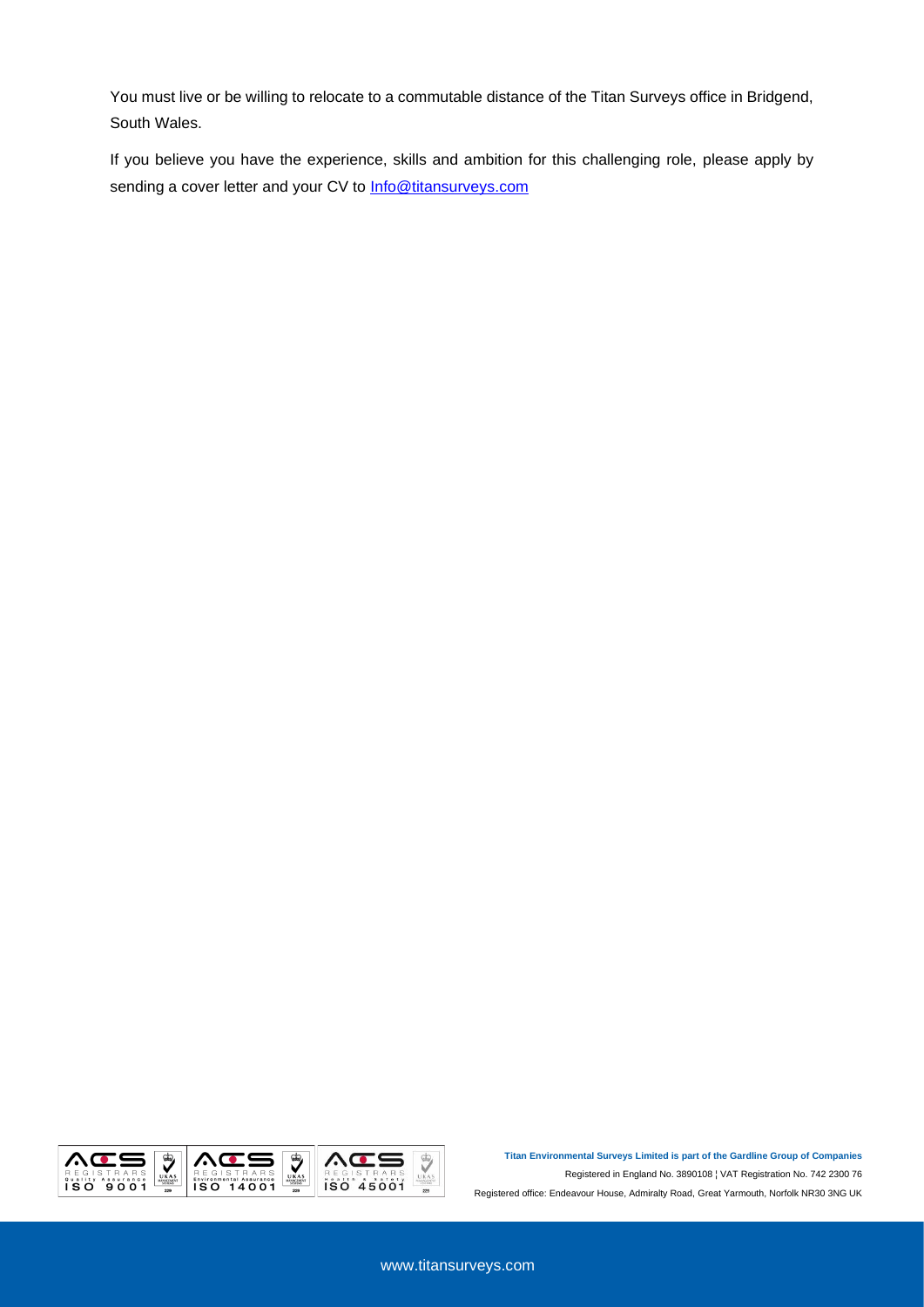You must live or be willing to relocate to a commutable distance of the Titan Surveys office in Bridgend, South Wales.

If you believe you have the experience, skills and ambition for this challenging role, please apply by sending a cover letter and your CV to [Info@titansurveys.com](mailto:Info@titansurveys.com)